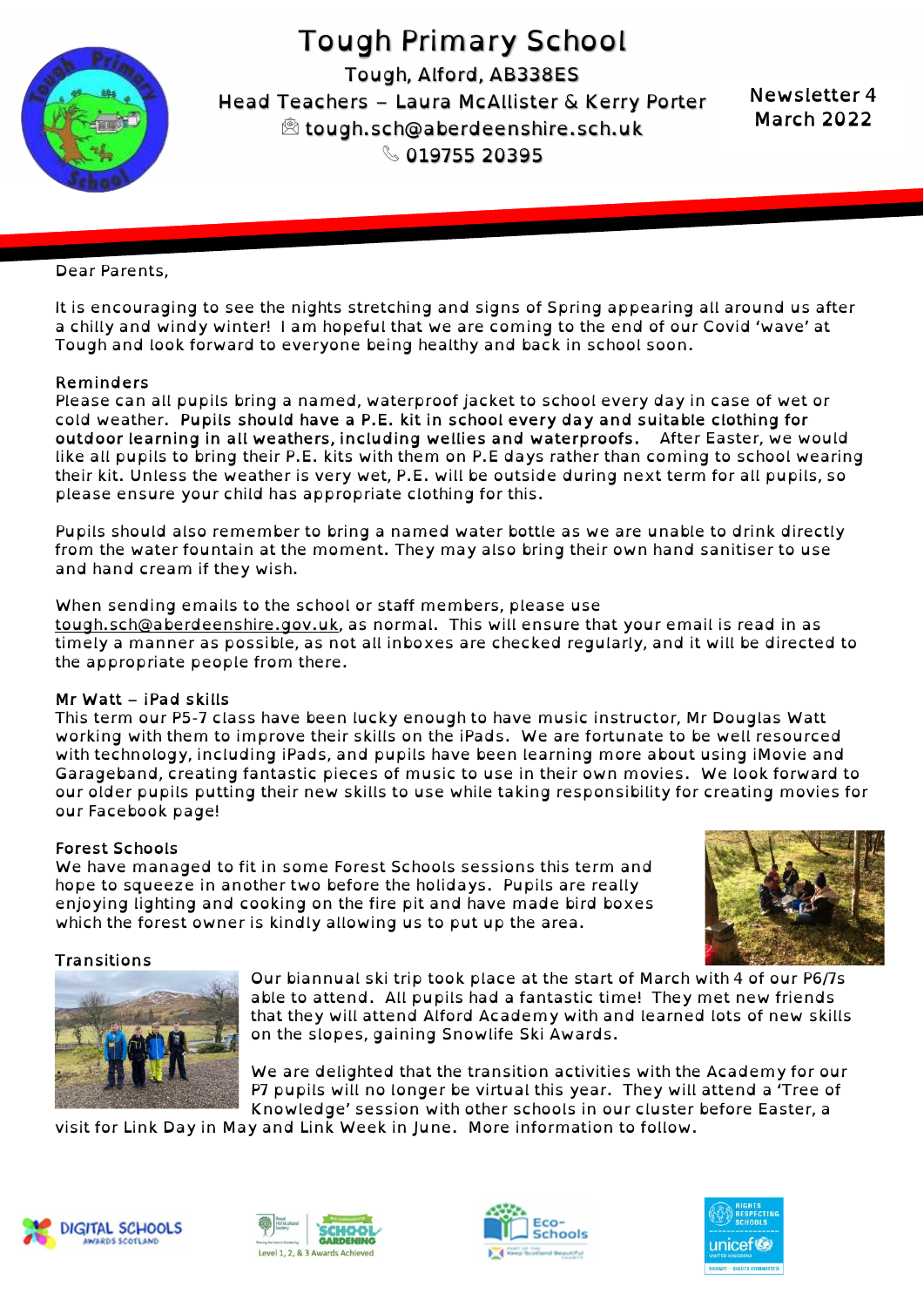# Tough Primary School

Tough, Alford, AB338ES
Head Teachers – Laura McAllister & Kerry Porter
tough.sch@aberdeenshire.sch.uk
019755 20395

Newsletter 4
March 2022

Dear Parents,

It is encouraging to see the nights stretching and signs of Spring appearing all around us after a chilly and windy winter! I am hopeful that we are coming to the end of our Covid 'wave' at Tough and look forward to everyone being healthy and back in school soon.

### Reminders

Please can all pupils bring a named, waterproof jacket to school every day in case of wet or cold weather. **Pupils should have a P.E. kit in school every day and suitable clothing for outdoor learning in all weathers, including wellies and waterproofs.** After Easter, we would like all pupils to bring their P.E. kits with them on P.E days rather than coming to school wearing their kit. Unless the weather is very wet, P.E. will be outside during next term for all pupils, so please ensure your child has appropriate clothing for this.

Pupils should also remember to bring a named water bottle as we are unable to drink directly from the water fountain at the moment. They may also bring their own hand sanitiser to use and hand cream if they wish.

When sending emails to the school or staff members, please use tough.sch@aberdeenshire.gov.uk, as normal. This will ensure that your email is read in as timely a manner as possible, as not all inboxes are checked regularly, and it will be directed to the appropriate people from there.

### Mr Watt – iPad skills

This term our P5-7 class have been lucky enough to have music instructor, Mr Douglas Watt working with them to improve their skills on the iPads. We are fortunate to be well resourced with technology, including iPads, and pupils have been learning more about using iMovie and Garageband, creating fantastic pieces of music to use in their own movies. We look forward to our older pupils putting their new skills to use while taking responsibility for creating movies for our Facebook page!

### Forest Schools

We have managed to fit in some Forest Schools sessions this term and hope to squeeze in another two before the holidays. Pupils are really enjoying lighting and cooking on the fire pit and have made bird boxes which the forest owner is kindly allowing us to put up the area.

### Transitions

Our biannual ski trip took place at the start of March with 4 of our P6/7s able to attend. All pupils had a fantastic time! They met new friends that they will attend Alford Academy with and learned lots of new skills on the slopes, gaining Snowlife Ski Awards.

We are delighted that the transition activities with the Academy for our P7 pupils will no longer be virtual this year. They will attend a 'Tree of Knowledge' session with other schools in our cluster before Easter, a visit for Link Day in May and Link Week in June. More information to follow.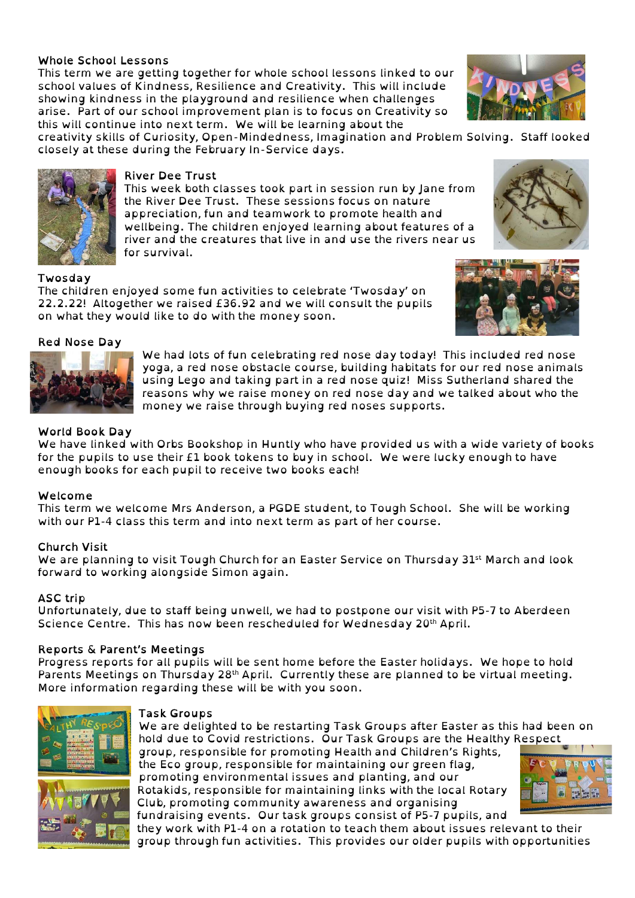### Whole School Lessons

This term we are getting together for whole school lessons linked to our school values of Kindness, Resilience and Creativity. This will include showing kindness in the playground and resilience when challenges arise. Part of our school improvement plan is to focus on Creativity so this will continue into next term. We will be learning about the creativity skills of Curiosity, Open-Mindedness, Imagination and Problem Solving. Staff looked closely at these during the February In-Service days.

### River Dee Trust

This week both classes took part in session run by Jane from the River Dee Trust. These sessions focus on nature appreciation, fun and teamwork to promote health and wellbeing. The children enjoyed learning about features of a river and the creatures that live in and use the rivers near us for survival.

### Twosday

The children enjoyed some fun activities to celebrate 'Twosday' on 22.2.22! Altogether we raised £36.92 and we will consult the pupils on what they would like to do with the money soon.

### Red Nose Day

We had lots of fun celebrating red nose day today! This included red nose yoga, a red nose obstacle course, building habitats for our red nose animals using Lego and taking part in a red nose quiz! Miss Sutherland shared the reasons why we raise money on red nose day and we talked about who the money we raise through buying red noses supports.

### World Book Day

We have linked with Orbs Bookshop in Huntly who have provided us with a wide variety of books for the pupils to use their £1 book tokens to buy in school. We were lucky enough to have enough books for each pupil to receive two books each!

### Welcome

This term we welcome Mrs Anderson, a PGDE student, to Tough School. She will be working with our P1-4 class this term and into next term as part of her course.

### Church Visit

We are planning to visit Tough Church for an Easter Service on Thursday 31st March and look forward to working alongside Simon again.

### ASC trip

Unfortunately, due to staff being unwell, we had to postpone our visit with P5-7 to Aberdeen Science Centre. This has now been rescheduled for Wednesday 20th April.

### Reports & Parent's Meetings

Progress reports for all pupils will be sent home before the Easter holidays. We hope to hold Parents Meetings on Thursday 28th April. Currently these are planned to be virtual meeting. More information regarding these will be with you soon.

### Task Groups

We are delighted to be restarting Task Groups after Easter as this had been on hold due to Covid restrictions. Our Task Groups are the Healthy Respect group, responsible for promoting Health and Children's Rights, the Eco group, responsible for maintaining our green flag, promoting environmental issues and planting, and our Rotakids, responsible for maintaining links with the local Rotary Club, promoting community awareness and organising fundraising events. Our task groups consist of P5-7 pupils, and they work with P1-4 on a rotation to teach them about issues relevant to their group through fun activities. This provides our older pupils with opportunities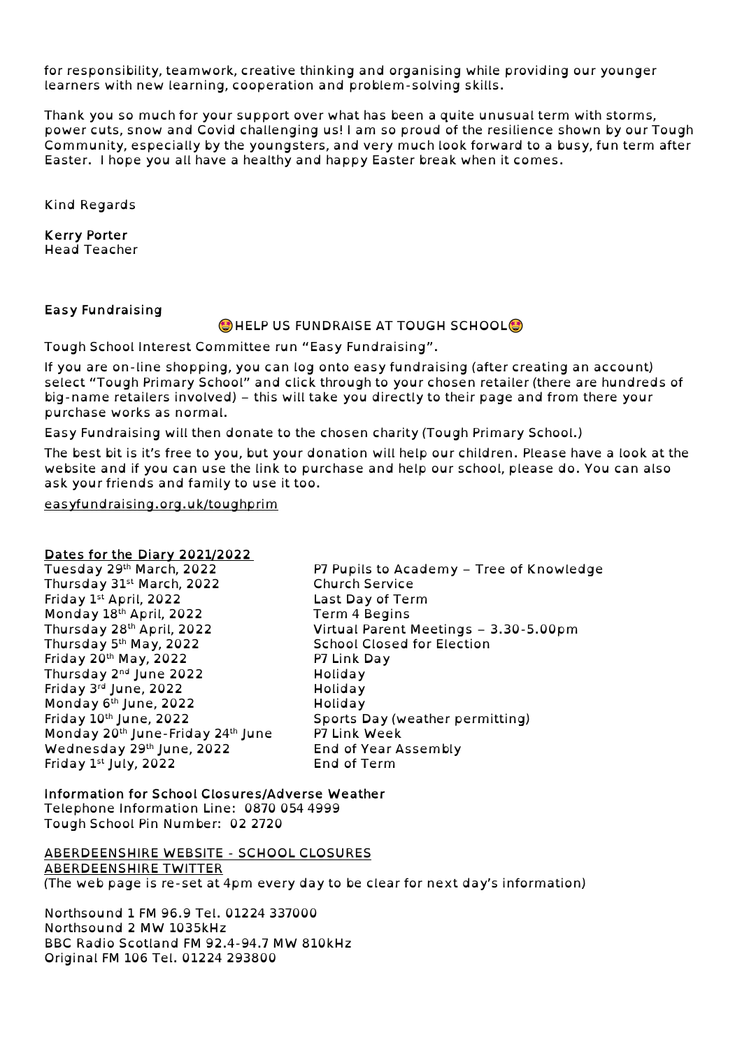for responsibility, teamwork, creative thinking and organising while providing our younger learners with new learning, cooperation and problem-solving skills.

Thank you so much for your support over what has been a quite unusual term with storms, power cuts, snow and Covid challenging us! I am so proud of the resilience shown by our Tough Community, especially by the youngsters, and very much look forward to a busy, fun term after Easter. I hope you all have a healthy and happy Easter break when it comes.

Kind Regards

**Kerry Porter**
Head Teacher

**Easy Fundraising**

**😍HELP US FUNDRAISE AT TOUGH SCHOOL😍**

Tough School Interest Committee run "Easy Fundraising".

If you are on-line shopping, you can log onto easy fundraising (after creating an account) select "Tough Primary School" and click through to your chosen retailer (there are hundreds of big-name retailers involved) – this will take you directly to their page and from there your purchase works as normal.

Easy Fundraising will then donate to the chosen charity (Tough Primary School.)

The best bit is it's free to you, but your donation will help our children. Please have a look at the website and if you can use the link to purchase and help our school, please do. You can also ask your friends and family to use it too.

easyfundraising.org.uk/toughprim

**Dates for the Diary 2021/2022**

| | |
|---|---|
| Tuesday 29th March, 2022 | P7 Pupils to Academy – Tree of Knowledge |
| Thursday 31st March, 2022 | Church Service |
| Friday 1st April, 2022 | Last Day of Term |
| Monday 18th April, 2022 | Term 4 Begins |
| Thursday 28th April, 2022 | Virtual Parent Meetings – 3.30-5.00pm |
| Thursday 5th May, 2022 | School Closed for Election |
| Friday 20th May, 2022 | P7 Link Day |
| Thursday 2nd June 2022 | Holiday |
| Friday 3rd June, 2022 | Holiday |
| Monday 6th June, 2022 | Holiday |
| Friday 10th June, 2022 | Sports Day (weather permitting) |
| Monday 20th June-Friday 24th June | P7 Link Week |
| Wednesday 29th June, 2022 | End of Year Assembly |
| Friday 1st July, 2022 | End of Term |

**Information for School Closures/Adverse Weather**
Telephone Information Line: 0870 054 4999
Tough School Pin Number: 02 2720

ABERDEENSHIRE WEBSITE - SCHOOL CLOSURES
ABERDEENSHIRE TWITTER
(The web page is re-set at 4pm every day to be clear for next day's information)

Northsound 1 FM 96.9 Tel. 01224 337000
Northsound 2 MW 1035kHz
BBC Radio Scotland FM 92.4-94.7 MW 810kHz
Original FM 106 Tel. 01224 293800